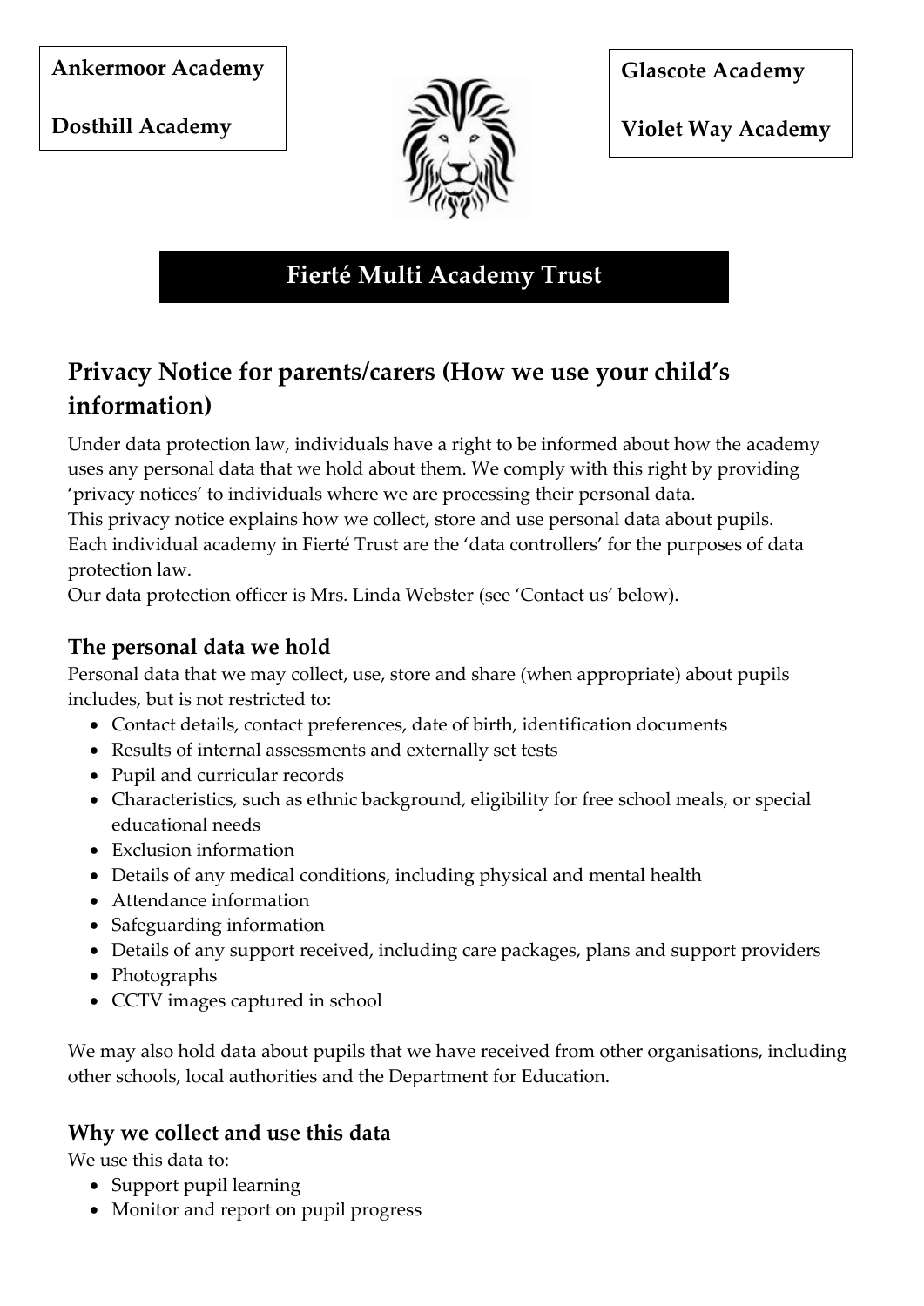Ankermoor Academy

Dosthill Academy

Glascote Academy

Violet Way Academy

# Fierté Multi Academy Trust

## Privacy Notice for parents/carers (How we use your child's information)

Under data protection law, individuals have a right to be informed about how the academy uses any personal data that we hold about them. We comply with this right by providing 'privacy notices' to individuals where we are processing their personal data.
This privacy notice explains how we collect, store and use personal data about pupils.
Each individual academy in Fierté Trust are the 'data controllers' for the purposes of data protection law.
Our data protection officer is Mrs. Linda Webster (see 'Contact us' below).

### The personal data we hold

Personal data that we may collect, use, store and share (when appropriate) about pupils includes, but is not restricted to:

- Contact details, contact preferences, date of birth, identification documents
- Results of internal assessments and externally set tests
- Pupil and curricular records
- Characteristics, such as ethnic background, eligibility for free school meals, or special educational needs
- Exclusion information
- Details of any medical conditions, including physical and mental health
- Attendance information
- Safeguarding information
- Details of any support received, including care packages, plans and support providers
- Photographs
- CCTV images captured in school

We may also hold data about pupils that we have received from other organisations, including other schools, local authorities and the Department for Education.

### Why we collect and use this data

We use this data to:

- Support pupil learning
- Monitor and report on pupil progress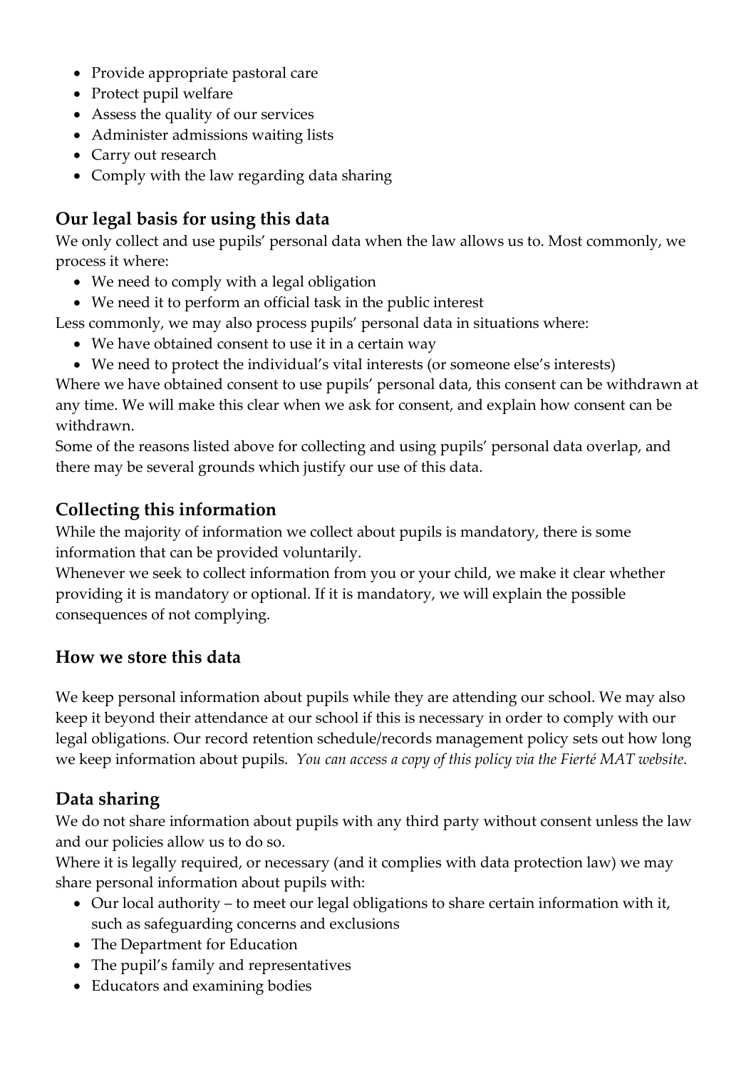- Provide appropriate pastoral care
- Protect pupil welfare
- Assess the quality of our services
- Administer admissions waiting lists
- Carry out research
- Comply with the law regarding data sharing

## Our legal basis for using this data

We only collect and use pupils' personal data when the law allows us to. Most commonly, we process it where:

- We need to comply with a legal obligation
- We need it to perform an official task in the public interest

Less commonly, we may also process pupils' personal data in situations where:

- We have obtained consent to use it in a certain way
- We need to protect the individual's vital interests (or someone else's interests)

Where we have obtained consent to use pupils' personal data, this consent can be withdrawn at any time. We will make this clear when we ask for consent, and explain how consent can be withdrawn.

Some of the reasons listed above for collecting and using pupils' personal data overlap, and there may be several grounds which justify our use of this data.

## Collecting this information

While the majority of information we collect about pupils is mandatory, there is some information that can be provided voluntarily.

Whenever we seek to collect information from you or your child, we make it clear whether providing it is mandatory or optional. If it is mandatory, we will explain the possible consequences of not complying.

## How we store this data

We keep personal information about pupils while they are attending our school. We may also keep it beyond their attendance at our school if this is necessary in order to comply with our legal obligations. Our record retention schedule/records management policy sets out how long we keep information about pupils. *You can access a copy of this policy via the Fierté MAT website.*

## Data sharing

We do not share information about pupils with any third party without consent unless the law and our policies allow us to do so.

Where it is legally required, or necessary (and it complies with data protection law) we may share personal information about pupils with:

- Our local authority – to meet our legal obligations to share certain information with it, such as safeguarding concerns and exclusions
- The Department for Education
- The pupil's family and representatives
- Educators and examining bodies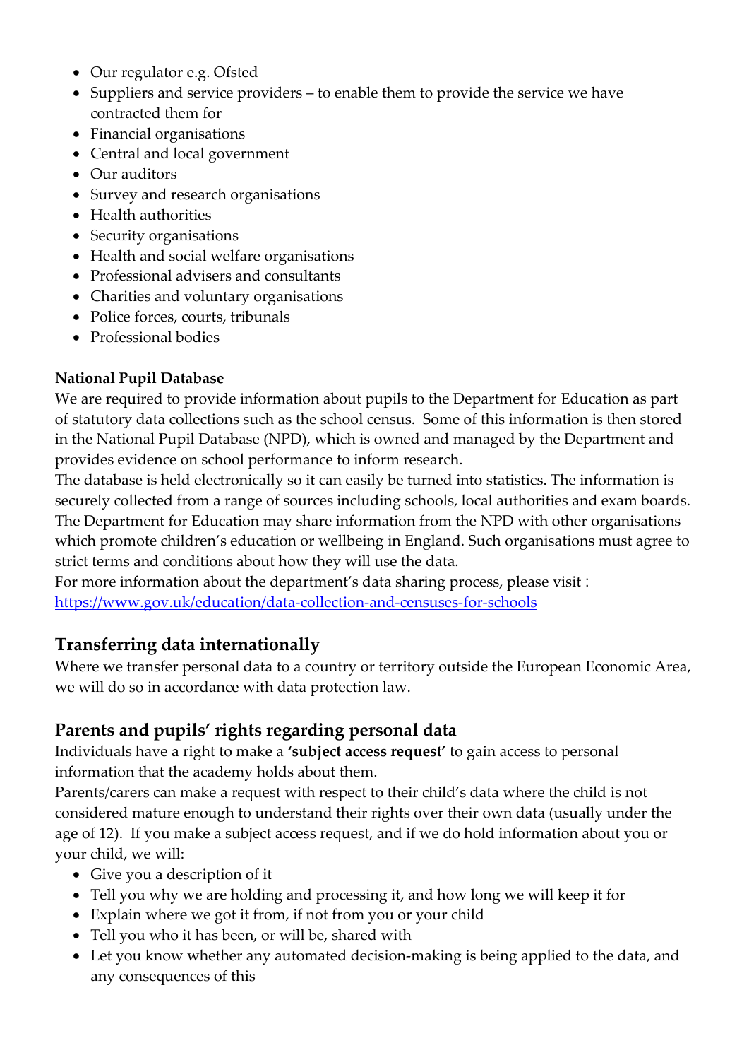- Our regulator e.g. Ofsted
- Suppliers and service providers – to enable them to provide the service we have contracted them for
- Financial organisations
- Central and local government
- Our auditors
- Survey and research organisations
- Health authorities
- Security organisations
- Health and social welfare organisations
- Professional advisers and consultants
- Charities and voluntary organisations
- Police forces, courts, tribunals
- Professional bodies

**National Pupil Database**

We are required to provide information about pupils to the Department for Education as part of statutory data collections such as the school census. Some of this information is then stored in the National Pupil Database (NPD), which is owned and managed by the Department and provides evidence on school performance to inform research.

The database is held electronically so it can easily be turned into statistics. The information is securely collected from a range of sources including schools, local authorities and exam boards.

The Department for Education may share information from the NPD with other organisations which promote children's education or wellbeing in England. Such organisations must agree to strict terms and conditions about how they will use the data.

For more information about the department's data sharing process, please visit : [https://www.gov.uk/education/data-collection-and-censuses-for-schools](https://www.gov.uk/education/data-collection-and-censuses-for-schools)

## Transferring data internationally

Where we transfer personal data to a country or territory outside the European Economic Area, we will do so in accordance with data protection law.

## Parents and pupils' rights regarding personal data

Individuals have a right to make a **'subject access request'** to gain access to personal information that the academy holds about them.

Parents/carers can make a request with respect to their child's data where the child is not considered mature enough to understand their rights over their own data (usually under the age of 12). If you make a subject access request, and if we do hold information about you or your child, we will:

- Give you a description of it
- Tell you why we are holding and processing it, and how long we will keep it for
- Explain where we got it from, if not from you or your child
- Tell you who it has been, or will be, shared with
- Let you know whether any automated decision-making is being applied to the data, and any consequences of this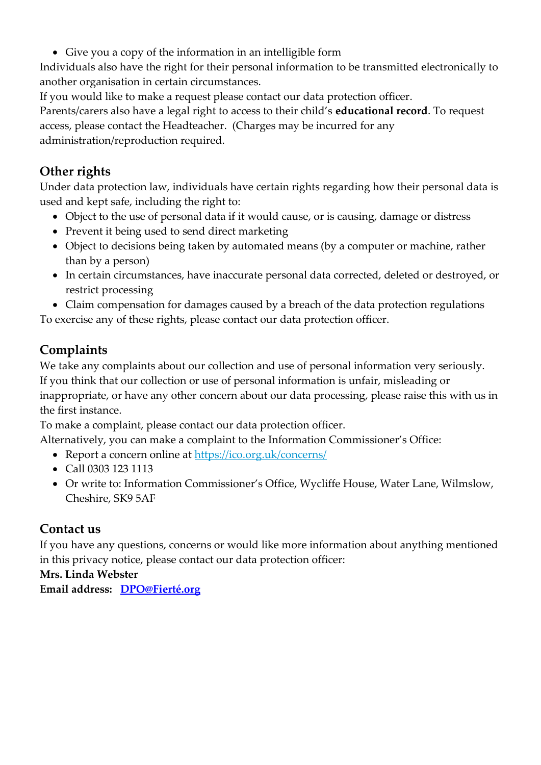- Give you a copy of the information in an intelligible form

Individuals also have the right for their personal information to be transmitted electronically to another organisation in certain circumstances.

If you would like to make a request please contact our data protection officer.

Parents/carers also have a legal right to access to their child's **educational record**. To request access, please contact the Headteacher. (Charges may be incurred for any administration/reproduction required.

## Other rights

Under data protection law, individuals have certain rights regarding how their personal data is used and kept safe, including the right to:

- Object to the use of personal data if it would cause, or is causing, damage or distress
- Prevent it being used to send direct marketing
- Object to decisions being taken by automated means (by a computer or machine, rather than by a person)
- In certain circumstances, have inaccurate personal data corrected, deleted or destroyed, or restrict processing
- Claim compensation for damages caused by a breach of the data protection regulations

To exercise any of these rights, please contact our data protection officer.

## Complaints

We take any complaints about our collection and use of personal information very seriously.

If you think that our collection or use of personal information is unfair, misleading or inappropriate, or have any other concern about our data processing, please raise this with us in the first instance.

To make a complaint, please contact our data protection officer.

Alternatively, you can make a complaint to the Information Commissioner's Office:

- Report a concern online at https://ico.org.uk/concerns/
- Call 0303 123 1113
- Or write to: Information Commissioner's Office, Wycliffe House, Water Lane, Wilmslow, Cheshire, SK9 5AF

## Contact us

If you have any questions, concerns or would like more information about anything mentioned in this privacy notice, please contact our data protection officer:

**Mrs. Linda Webster**

**Email address: DPO@Fierté.org**